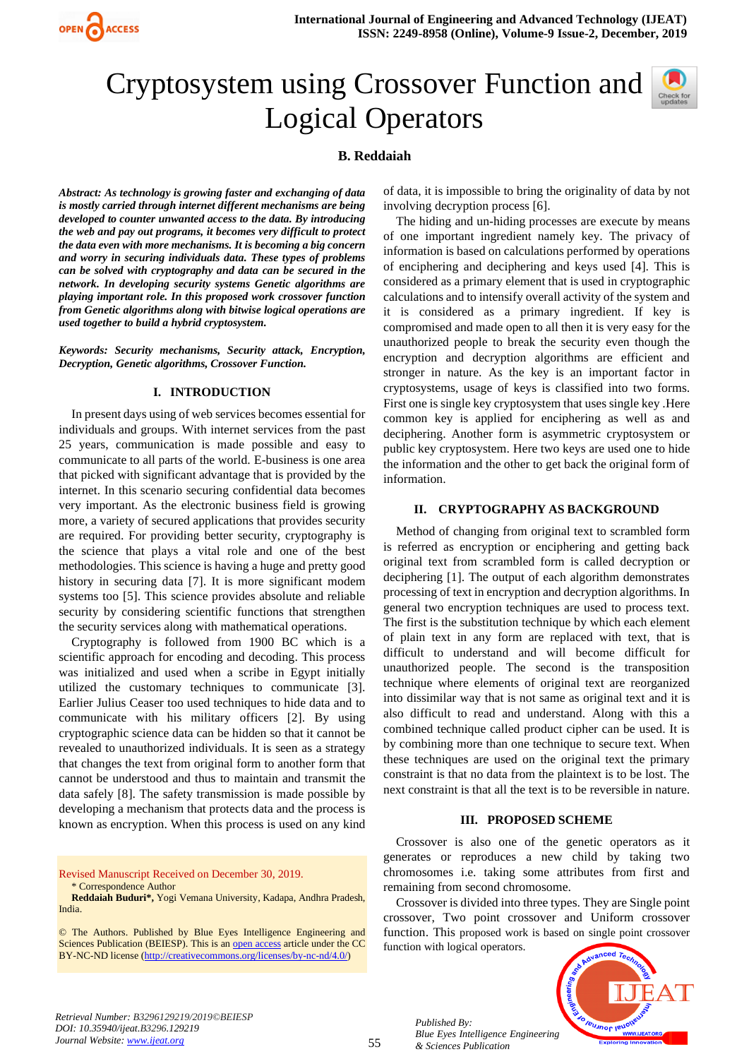# Cryptosystem using Crossover Function and Logical Operators

**B. Reddaiah**

***Abstract: As technology is growing faster and exchanging of data is mostly carried through internet different mechanisms are being developed to counter unwanted access to the data. By introducing the web and pay out programs, it becomes very difficult to protect the data even with more mechanisms. It is becoming a big concern and worry in securing individuals data. These type of problems can be solved with cryptography and data can be secured in the network. In developing security systems Genetic algorithms are playing important role. In this proposed work crossover function from Genetic algorithms along with bitwise logical operations are used together to build a hybrid cryptosystem.***

***Keywords: Security mechanisms, Security attack, Encryption, Decryption, Genetic algorithms, Crossover Function.***

## I. INTRODUCTION

In present days using of web services becomes essential for individuals and groups. With internet services from the past 25 years, communication is made possible and easy to communicate to all parts of the world. E-business is one area that picked with significant advantage that is provided by the internet. In this scenario securing confidential data becomes very important. As the electronic business field is growing more, a variety of secured applications that provides security are required. For providing better security, cryptography is the science that plays a vital role and one of the best methodologies. This science is having a huge and pretty good history in securing data [7]. It is more significant modem systems too [5]. This science provides absolute and reliable security by considering scientific functions that strengthen the security services along with mathematical operations.

Cryptography is followed from 1900 BC which is a scientific approach for encoding and decoding. This process was initialized and used when a scribe in Egypt initially utilized the customary techniques to communicate [3]. Earlier Julius Ceaser too used techniques to hide data and to communicate with his military officers [2]. By using cryptographic science data can be hidden so that it cannot be revealed to unauthorized individuals. It is seen as a strategy that changes the text from original form to another form that cannot be understood and thus to maintain and transmit the data safely [8]. The safety transmission is made possible by developing a mechanism that protects data and the process is known as encryption. When this process is used on any kind of data, it is impossible to bring the originality of data by not involving decryption process [6].

The hiding and un-hiding processes are execute by means of one important ingredient namely key. The privacy of information is based on calculations performed by operations of enciphering and deciphering and keys used [4]. This is considered as a primary element that is used in cryptographic calculations and to intensify overall activity of the system and it is considered as a primary ingredient. If key is compromised and made open to all then it is very easy for the unauthorized people to break the security even though the encryption and decryption algorithms are efficient and stronger in nature. As the key is an important factor in cryptosystems, usage of keys is classified into two forms. First one is single key cryptosystem that uses single key .Here common key is applied for enciphering as well as and deciphering. Another form is asymmetric cryptosystem or public key cryptosystem. Here two keys are used one to hide the information and the other to get back the original form of information.

## II. CRYPTOGRAPHY AS BACKGROUND

Method of changing from original text to scrambled form is referred as encryption or enciphering and getting back original text from scrambled form is called decryption or deciphering [1]. The output of each algorithm demonstrates processing of text in encryption and decryption algorithms. In general two encryption techniques are used to process text. The first is the substitution technique by which each element of plain text in any form are replaced with text, that is difficult to understand and will become difficult for unauthorized people. The second is the transposition technique where elements of original text are reorganized into dissimilar way that is not same as original text and it is also difficult to read and understand. Along with this a combined technique called product cipher can be used. It is by combining more than one technique to secure text. When these techniques are used on the original text the primary constraint is that no data from the plaintext is to be lost. The next constraint is that all the text is to be reversible in nature.

## III. PROPOSED SCHEME

Crossover is also one of the genetic operators as it generates or reproduces a new child by taking two chromosomes i.e. taking some attributes from first and remaining from second chromosome.

Crossover is divided into three types. They are Single point crossover, Two point crossover and Uniform crossover function. This proposed work is based on single point crossover function with logical operators.

Revised Manuscript Received on December 30, 2019.

\* Correspondence Author

**Reddaiah Buduri\*,** Yogi Vemana University, Kadapa, Andhra Pradesh, India.

© The Authors. Published by Blue Eyes Intelligence Engineering and Sciences Publication (BEIESP). This is an open access article under the CC BY-NC-ND license (http://creativecommons.org/licenses/by-nc-nd/4.0/)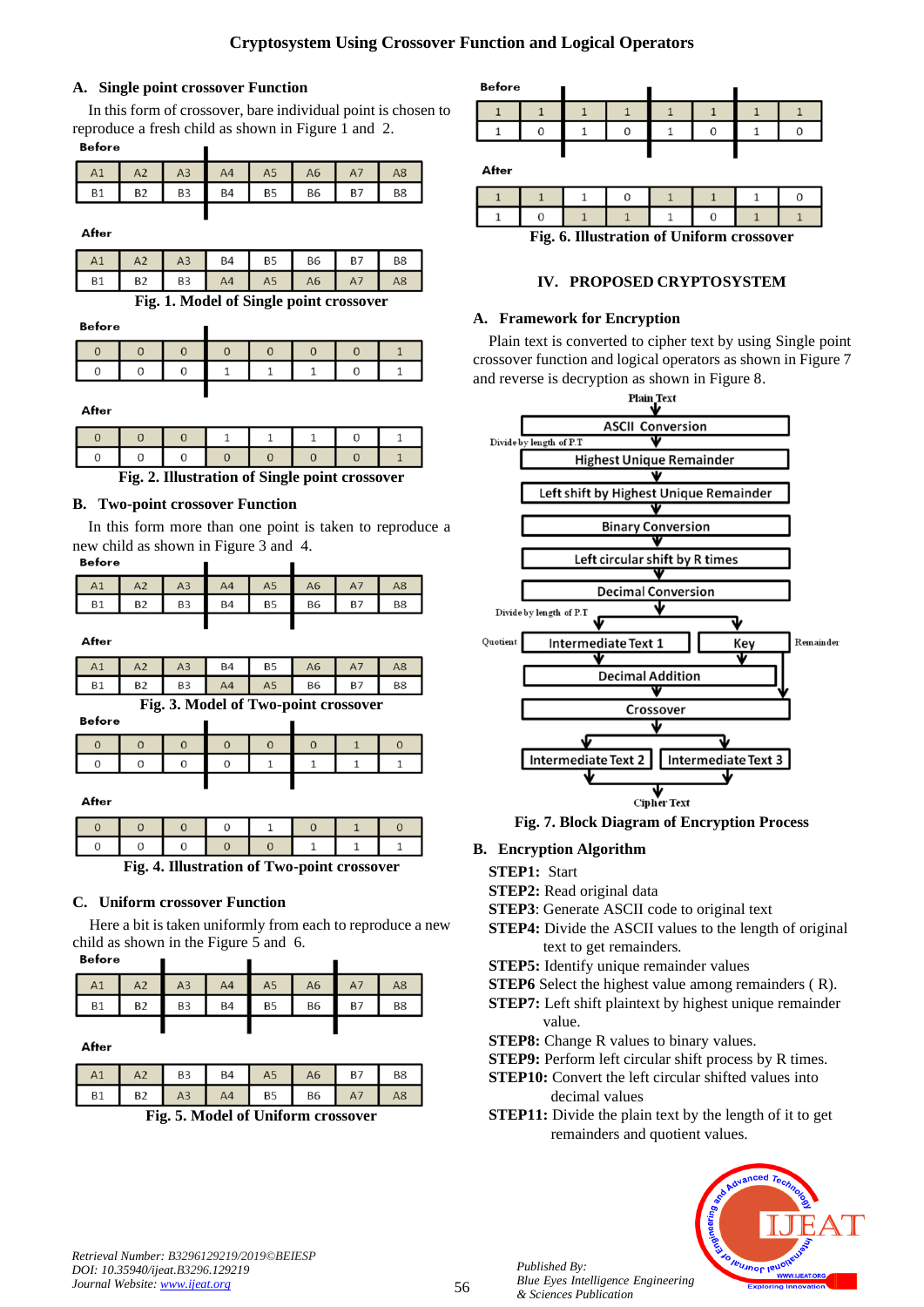### A. Single point crossover Function

In this form of crossover, bare individual point is chosen to reproduce a fresh child as shown in Figure 1 and 2.

Before

| | | | | | | | |
|---|---|---|---|---|---|---|---|
| A1 | A2 | A3 | A4 | A5 | A6 | A7 | A8 |
| B1 | B2 | B3 | B4 | B5 | B6 | B7 | B8 |

After

| | | | | | | | |
|---|---|---|---|---|---|---|---|
| A1 | A2 | A3 | B4 | B5 | B6 | B7 | B8 |
| B1 | B2 | B3 | A4 | A5 | A6 | A7 | A8 |

**Fig. 1. Model of Single point crossover**

Before

| | | | | | | | |
|---|---|---|---|---|---|---|---|
| 0 | 0 | 0 | 0 | 0 | 0 | 0 | 1 |
| 0 | 0 | 0 | 1 | 1 | 1 | 0 | 1 |

After

| | | | | | | | |
|---|---|---|---|---|---|---|---|
| 0 | 0 | 0 | 1 | 1 | 1 | 0 | 1 |
| 0 | 0 | 0 | 0 | 0 | 0 | 0 | 1 |

**Fig. 2. Illustration of Single point crossover**

### B. Two-point crossover Function

In this form more than one point is taken to reproduce a new child as shown in Figure 3 and 4.

Before

| | | | | | | | |
|---|---|---|---|---|---|---|---|
| A1 | A2 | A3 | A4 | A5 | A6 | A7 | A8 |
| B1 | B2 | B3 | B4 | B5 | B6 | B7 | B8 |

After

| | | | | | | | |
|---|---|---|---|---|---|---|---|
| A1 | A2 | A3 | B4 | B5 | A6 | A7 | A8 |
| B1 | B2 | B3 | A4 | A5 | B6 | B7 | B8 |

**Fig. 3. Model of Two-point crossover**

Before

| | | | | | | | |
|---|---|---|---|---|---|---|---|
| 0 | 0 | 0 | 0 | 0 | 0 | 1 | 0 |
| 0 | 0 | 0 | 0 | 1 | 1 | 1 | 1 |

After

| | | | | | | | |
|---|---|---|---|---|---|---|---|
| 0 | 0 | 0 | 0 | 1 | 0 | 1 | 0 |
| 0 | 0 | 0 | 0 | 0 | 1 | 1 | 1 |

**Fig. 4. Illustration of Two-point crossover**

### C. Uniform crossover Function

Here a bit is taken uniformly from each to reproduce a new child as shown in the Figure 5 and 6.

Before

| | | | | | | | |
|---|---|---|---|---|---|---|---|
| A1 | A2 | A3 | A4 | A5 | A6 | A7 | A8 |
| B1 | B2 | B3 | B4 | B5 | B6 | B7 | B8 |

After

| | | | | | | | |
|---|---|---|---|---|---|---|---|
| A1 | A2 | B3 | B4 | A5 | A6 | B7 | B8 |
| B1 | B2 | A3 | A4 | B5 | B6 | A7 | A8 |

**Fig. 5. Model of Uniform crossover**

Before

| | | | | | | | |
|---|---|---|---|---|---|---|---|
| 1 | 1 | 1 | 1 | 1 | 1 | 1 | 1 |
| 1 | 0 | 1 | 0 | 1 | 0 | 1 | 0 |

After

| | | | | | | | |
|---|---|---|---|---|---|---|---|
| 1 | 1 | 1 | 0 | 1 | 1 | 1 | 0 |
| 1 | 0 | 1 | 1 | 1 | 0 | 1 | 1 |

**Fig. 6. Illustration of Uniform crossover**

## IV. PROPOSED CRYPTOSYSTEM

### A. Framework for Encryption

Plain text is converted to cipher text by using Single point crossover function and logical operators as shown in Figure 7 and reverse is decryption as shown in Figure 8.

Plain Text
ASCII Conversion
Divide by length of P.T
Highest Unique Remainder
Left shift by Highest Unique Remainder
Binary Conversion
Left circular shift by R times
Decimal Conversion
Divide by length of P.T
Quotient
Intermediate Text 1
Key
Remainder
Decimal Addition
Crossover
Intermediate Text 2
Intermediate Text 3
Cipher Text

**Fig. 7. Block Diagram of Encryption Process**

### B. Encryption Algorithm

**STEP1:** Start
**STEP2:** Read original data
**STEP3**: Generate ASCII code to original text
**STEP4:** Divide the ASCII values to the length of original text to get remainders.
**STEP5:** Identify unique remainder values
**STEP6** Select the highest value among remainders ( R).
**STEP7:** Left shift plaintext by highest unique remainder value.
**STEP8:** Change R values to binary values.
**STEP9:** Perform left circular shift process by R times.
**STEP10:** Convert the left circular shifted values into decimal values
**STEP11:** Divide the plain text by the length of it to get remainders and quotient values.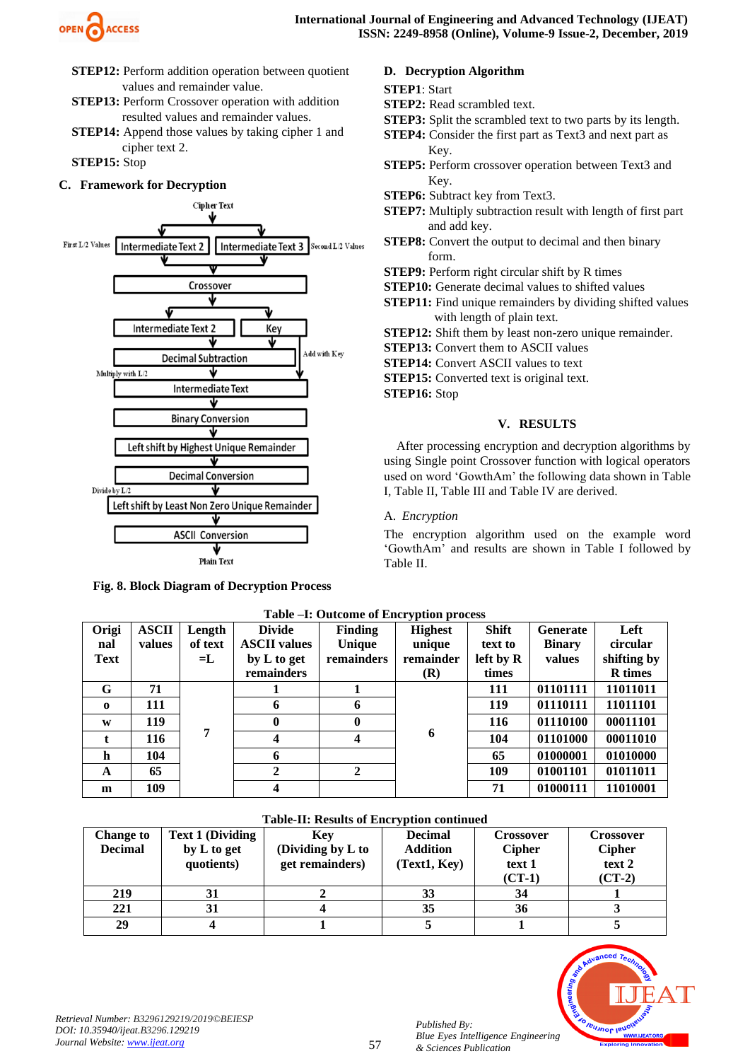**STEP12:** Perform addition operation between quotient values and remainder value.

**STEP13:** Perform Crossover operation with addition resulted values and remainder values.

**STEP14:** Append those values by taking cipher 1 and cipher text 2.

**STEP15:** Stop

## C. Framework for Decryption

Cipher Text

First L/2 Values — Intermediate Text 2 | Intermediate Text 3 — Second L/2 Values

Crossover

Intermediate Text 2 | Key

Decimal Subtraction — Add with Key

Multiply with L/2

Intermediate Text

Binary Conversion

Left shift by Highest Unique Remainder

Decimal Conversion

Divide by L/2

Left shift by Least Non Zero Unique Remainder

ASCII Conversion

Plain Text

**Fig. 8. Block Diagram of Decryption Process**

## D. Decryption Algorithm

**STEP1**: Start

**STEP2:** Read scrambled text.

**STEP3:** Split the scrambled text to two parts by its length.

**STEP4:** Consider the first part as Text3 and next part as Key.

**STEP5:** Perform crossover operation between Text3 and Key.

**STEP6:** Subtract key from Text3.

**STEP7:** Multiply subtraction result with length of first part and add key.

**STEP8:** Convert the output to decimal and then binary form.

**STEP9:** Perform right circular shift by R times

**STEP10:** Generate decimal values to shifted values

**STEP11:** Find unique remainders by dividing shifted values with length of plain text.

**STEP12:** Shift them by least non-zero unique remainder.

**STEP13:** Convert them to ASCII values

**STEP14:** Convert ASCII values to text

**STEP15:** Converted text is original text.

**STEP16:** Stop

# V. RESULTS

After processing encryption and decryption algorithms by using Single point Crossover function with logical operators used on word 'GowthAm' the following data shown in Table I, Table II, Table III and Table IV are derived.

### A. *Encryption*

The encryption algorithm used on the example word 'GowthAm' and results are shown in Table I followed by Table II.

**Table –I: Outcome of Encryption process**

| Original Text | ASCII values | Length of text =L | Divide ASCII values by L to get remainders | Finding Unique remainders | Highest unique remainder (R) | Shift text to left by R times | Generate Binary values | Left circular shifting by R times |
|---|---|---|---|---|---|---|---|---|
| G | 71 | 7 | 1 | 1 | 6 | 111 | 01101111 | 11011011 |
| o | 111 | | 6 | 6 | | 119 | 01110111 | 11011101 |
| w | 119 | | 0 | 0 | | 116 | 01110100 | 00011101 |
| t | 116 | | 4 | 4 | | 104 | 01101000 | 00011010 |
| h | 104 | | 6 | | | 65 | 01000001 | 01010000 |
| A | 65 | | 2 | 2 | | 109 | 01001101 | 01011011 |
| m | 109 | | 4 | | | 71 | 01000111 | 11010001 |

**Table-II: Results of Encryption continued**

| Change to Decimal | Text 1 (Dividing by L to get quotients) | Key (Dividing by L to get remainders) | Decimal Addition (Text1, Key) | Crossover Cipher text 1 (CT-1) | Crossover Cipher text 2 (CT-2) |
|---|---|---|---|---|---|
| 219 | 31 | 2 | 33 | 34 | 1 |
| 221 | 31 | 4 | 35 | 36 | 3 |
| 29 | 4 | 1 | 5 | 1 | 5 |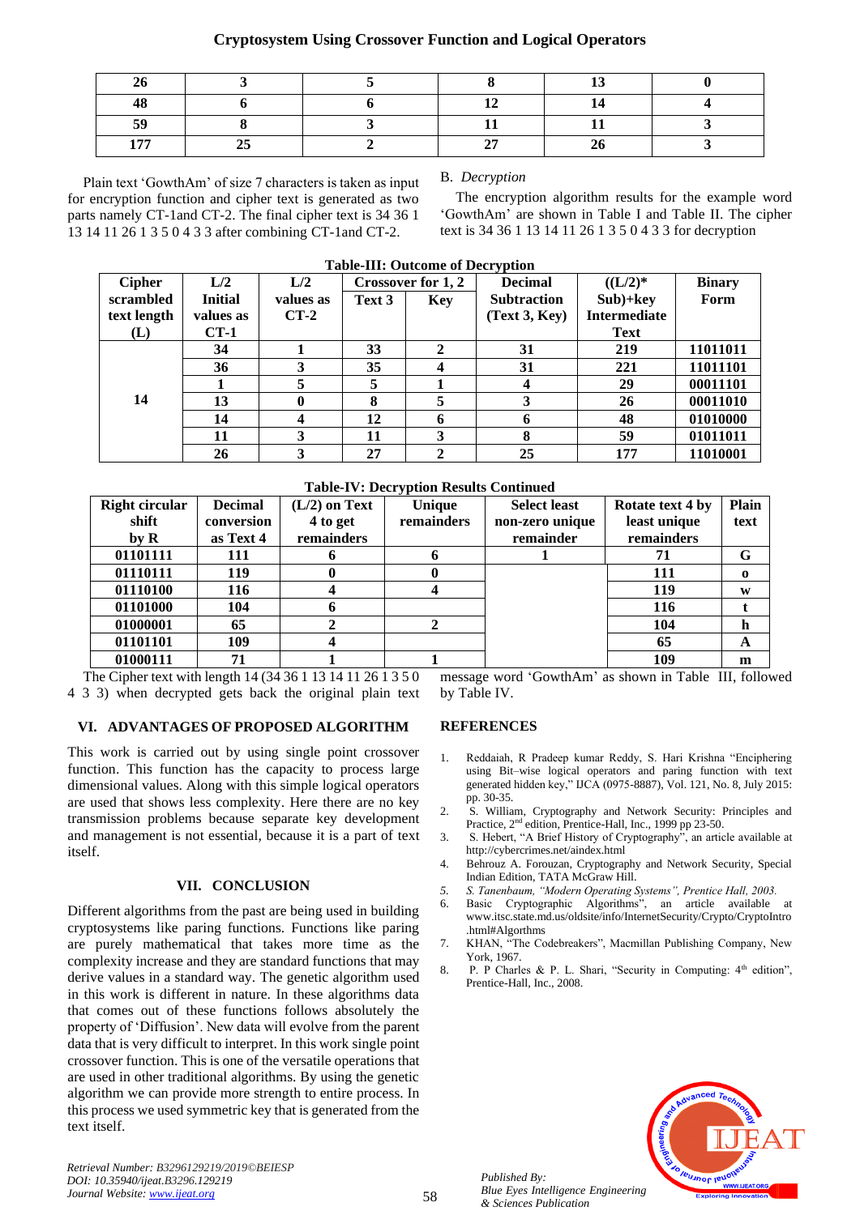| | | | | | |
|---|---|---|---|---|---|
| **26** | **3** | **5** | **8** | **13** | **0** |
| **48** | **6** | **6** | **12** | **14** | **4** |
| **59** | **8** | **3** | **11** | **11** | **3** |
| **177** | **25** | **2** | **27** | **26** | **3** |

Plain text 'GowthAm' of size 7 characters is taken as input for encryption function and cipher text is generated as two parts namely CT-1and CT-2. The final cipher text is 34 36 1 13 14 11 26 1 3 5 0 4 3 3 after combining CT-1and CT-2.

### B. *Decryption*

The encryption algorithm results for the example word 'GowthAm' are shown in Table I and Table II. The cipher text is 34 36 1 13 14 11 26 1 3 5 0 4 3 3 for decryption

**Table-III: Outcome of Decryption**

| Cipher scrambled text length (L) | L/2 Initial values as CT-1 | L/2 values as CT-2 | Crossover for 1, 2 | | Decimal Subtraction (Text 3, Key) | ((L/2)* Sub)+key Intermediate Text | Binary Form |
|---|---|---|---|---|---|---|---|
| | | | Text 3 | Key | | | |
| 14 | 34 | 1 | 33 | 2 | 31 | 219 | 11011011 |
| | 36 | 3 | 35 | 4 | 31 | 221 | 11011101 |
| | 1 | 5 | 5 | 1 | 4 | 29 | 00011101 |
| | 13 | 0 | 8 | 5 | 3 | 26 | 00011010 |
| | 14 | 4 | 12 | 6 | 6 | 48 | 01010000 |
| | 11 | 3 | 11 | 3 | 8 | 59 | 01011011 |
| | 26 | 3 | 27 | 2 | 25 | 177 | 11010001 |

**Table-IV: Decryption Results Continued**

| Right circular shift by R | Decimal conversion as Text 4 | (L/2) on Text 4 to get remainders | Unique remainders | Select least non-zero unique remainder | Rotate text 4 by least unique remainders | Plain text |
|---|---|---|---|---|---|---|
| 01101111 | 111 | 6 | 6 | 1 | 71 | G |
| 01110111 | 119 | 0 | 0 | | 111 | o |
| 01110100 | 116 | 4 | 4 | | 119 | w |
| 01101000 | 104 | 6 | | | 116 | t |
| 01000001 | 65 | 2 | 2 | | 104 | h |
| 01101101 | 109 | 4 | | | 65 | A |
| 01000111 | 71 | 1 | 1 | | 109 | m |

The Cipher text with length 14 (34 36 1 13 14 11 26 1 3 5 0 4 3 3) when decrypted gets back the original plain text message word 'GowthAm' as shown in Table III, followed by Table IV.

## VI. ADVANTAGES OF PROPOSED ALGORITHM

This work is carried out by using single point crossover function. This function has the capacity to process large dimensional values. Along with this simple logical operators are used that shows less complexity. Here there are no key transmission problems because separate key development and management is not essential, because it is a part of text itself.

## VII. CONCLUSION

Different algorithms from the past are being used in building cryptosystems like paring functions. Functions like paring are purely mathematical that takes more time as the complexity increase and they are standard functions that may derive values in a standard way. The genetic algorithm used in this work is different in nature. In these algorithms data that comes out of these functions follows absolutely the property of 'Diffusion'. New data will evolve from the parent data that is very difficult to interpret. In this work single point crossover function. This is one of the versatile operations that are used in other traditional algorithms. By using the genetic algorithm we can provide more strength to entire process. In this process we used symmetric key that is generated from the text itself.

## REFERENCES

1. Reddaiah, R Pradeep kumar Reddy, S. Hari Krishna "Enciphering using Bit–wise logical operators and paring function with text generated hidden key," IJCA (0975-8887), Vol. 121, No. 8, July 2015: pp. 30-35.
2. S. William, Cryptography and Network Security: Principles and Practice, 2nd edition, Prentice-Hall, Inc., 1999 pp 23-50.
3. S. Hebert, "A Brief History of Cryptography", an article available at http://cybercrimes.net/aindex.html
4. Behrouz A. Forouzan, Cryptography and Network Security, Special Indian Edition, TATA McGraw Hill.
5. *S. Tanenbaum, "Modern Operating Systems", Prentice Hall, 2003.*
6. Basic Cryptographic Algorithms", an article available at www.itsc.state.md.us/oldsite/info/InternetSecurity/Crypto/CryptoIntro.html#Algorithms
7. KHAN, "The Codebreakers", Macmillan Publishing Company, New York, 1967.
8. P. P Charles & P. L. Shari, "Security in Computing: 4th edition", Prentice-Hall, Inc., 2008.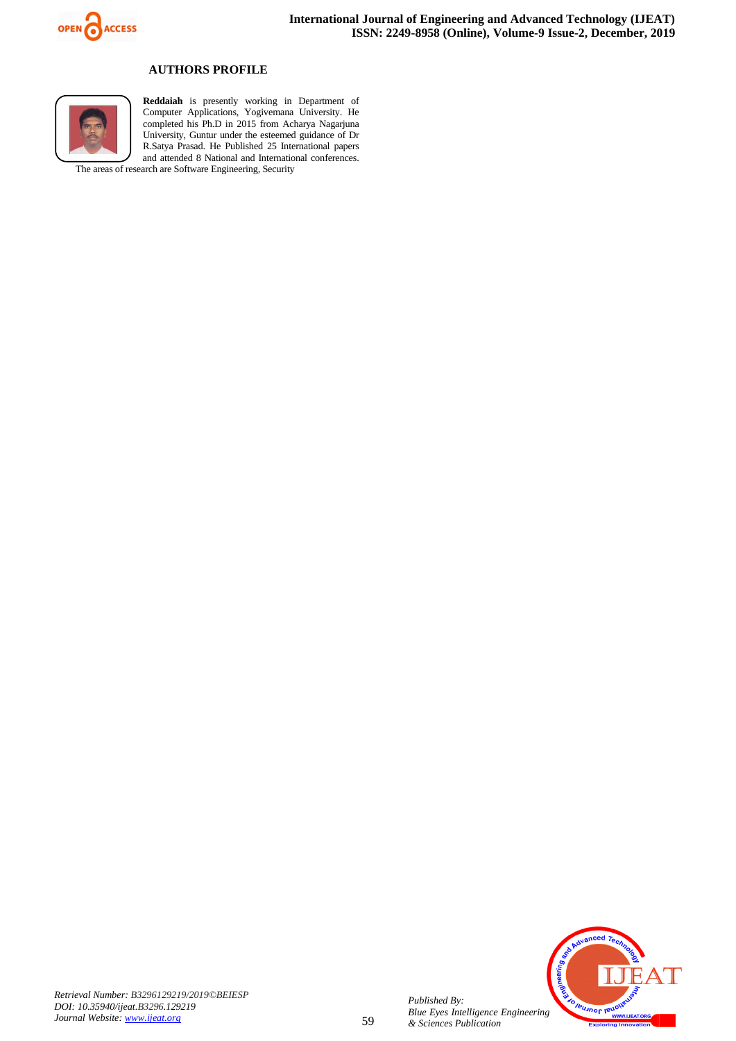## AUTHORS PROFILE

**Reddaiah** is presently working in Department of Computer Applications, Yogivemana University. He completed his Ph.D in 2015 from Acharya Nagarjuna University, Guntur under the esteemed guidance of Dr R.Satya Prasad. He Published 25 International papers and attended 8 National and International conferences. The areas of research are Software Engineering, Security